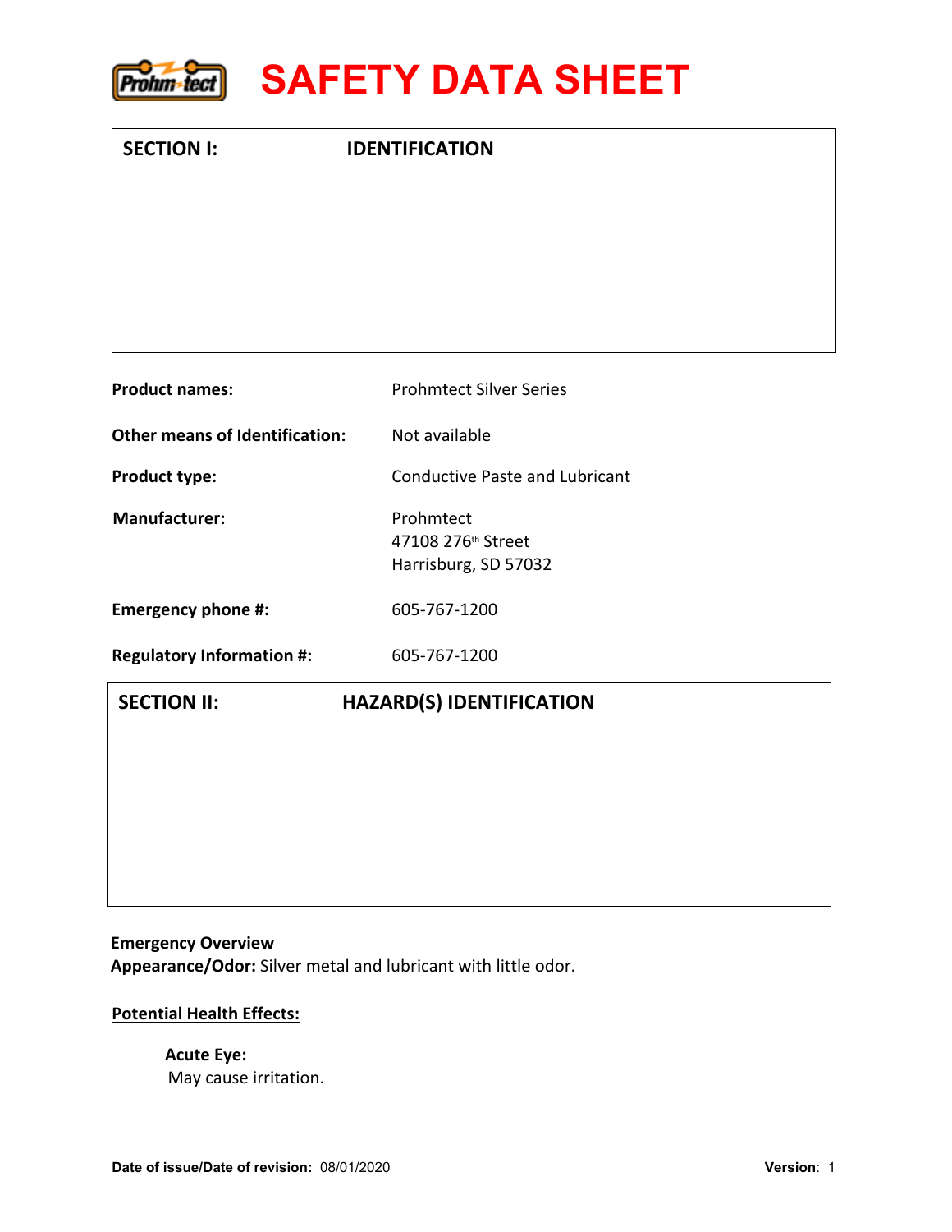# SAFETY DATA SHEET

## SECTION I: IDENTIFICATION

**Product names:** Prohmtect Silver Series

**Other means of Identification:** Not available

**Product type:** Conductive Paste and Lubricant

**Manufacturer:** Prohmtect
47108 276th Street
Harrisburg, SD 57032

**Emergency phone #:** 605-767-1200

**Regulatory Information #:** 605-767-1200

## SECTION II: HAZARD(S) IDENTIFICATION

**Emergency Overview**
**Appearance/Odor:** Silver metal and lubricant with little odor.

**Potential Health Effects:**

**Acute Eye:**
May cause irritation.

**Date of issue/Date of revision:** 08/01/2020 **Version**: 1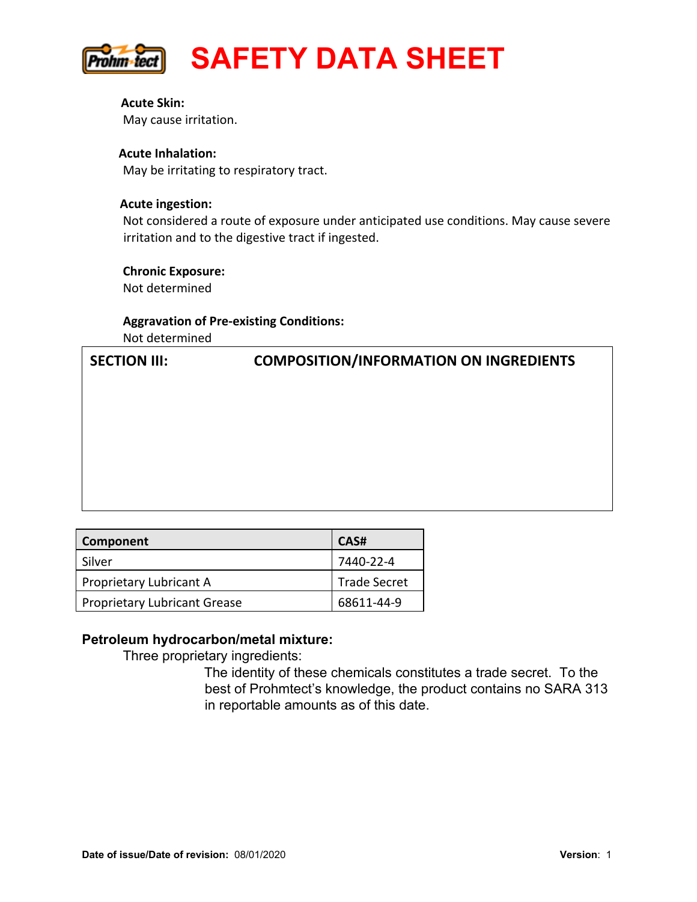**Acute Skin:**

May cause irritation.

**Acute Inhalation:**

May be irritating to respiratory tract.

**Acute ingestion:**

Not considered a route of exposure under anticipated use conditions. May cause severe irritation and to the digestive tract if ingested.

**Chronic Exposure:**

Not determined

**Aggravation of Pre-existing Conditions:**

Not determined

## SECTION III: COMPOSITION/INFORMATION ON INGREDIENTS

| Component | CAS# |
|---|---|
| Silver | 7440-22-4 |
| Proprietary Lubricant A | Trade Secret |
| Proprietary Lubricant Grease | 68611-44-9 |

**Petroleum hydrocarbon/metal mixture:**

Three proprietary ingredients:

The identity of these chemicals constitutes a trade secret. To the best of Prohmtect's knowledge, the product contains no SARA 313 in reportable amounts as of this date.

**Date of issue/Date of revision:** 08/01/2020 **Version**: 1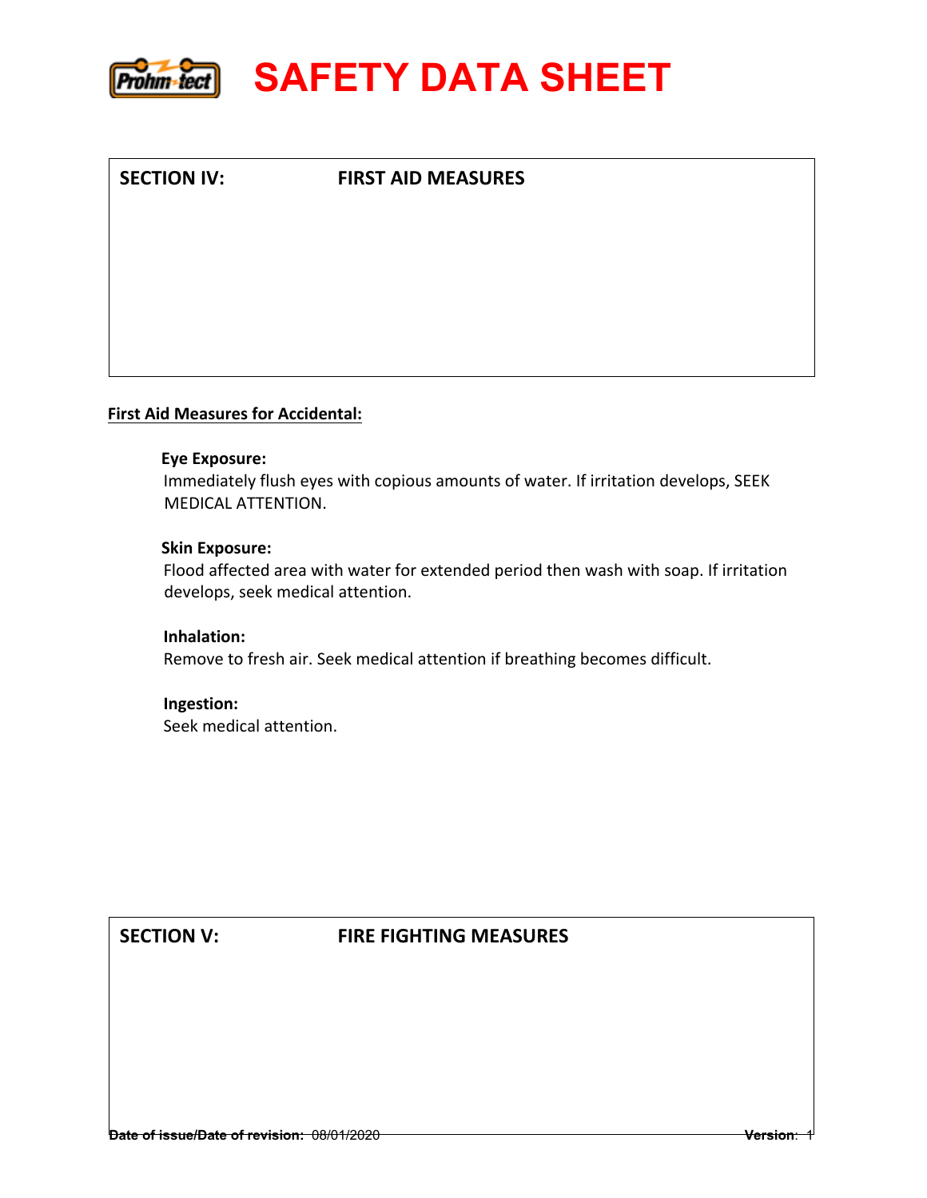## SECTION IV: FIRST AID MEASURES

**First Aid Measures for Accidental:**

**Eye Exposure:**
Immediately flush eyes with copious amounts of water. If irritation develops, SEEK MEDICAL ATTENTION.

**Skin Exposure:**
Flood affected area with water for extended period then wash with soap. If irritation develops, seek medical attention.

**Inhalation:**
Remove to fresh air. Seek medical attention if breathing becomes difficult.

**Ingestion:**
Seek medical attention.

## SECTION V: FIRE FIGHTING MEASURES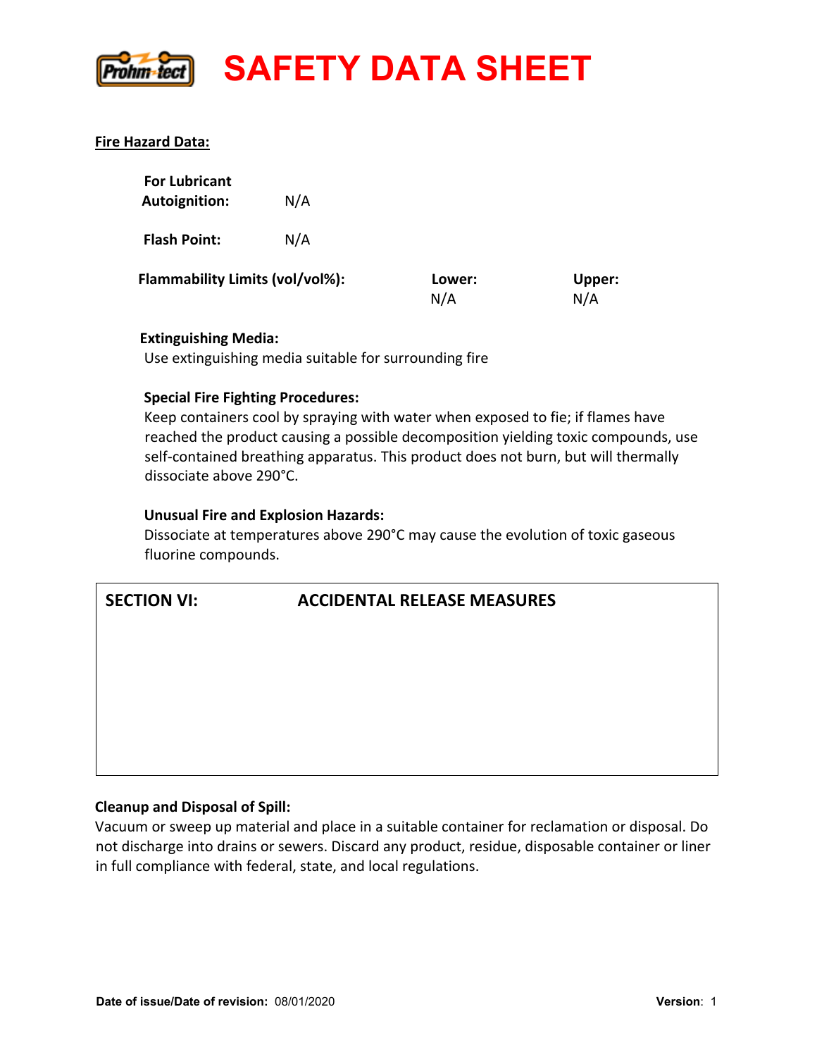**Fire Hazard Data:**

**For Lubricant**
**Autoignition:** N/A

**Flash Point:** N/A

| **Flammability Limits (vol/vol%):** | **Lower:** | **Upper:** |
|---|---|---|
| | N/A | N/A |

**Extinguishing Media:**
Use extinguishing media suitable for surrounding fire

**Special Fire Fighting Procedures:**
Keep containers cool by spraying with water when exposed to fie; if flames have reached the product causing a possible decomposition yielding toxic compounds, use self-contained breathing apparatus. This product does not burn, but will thermally dissociate above 290°C.

**Unusual Fire and Explosion Hazards:**
Dissociate at temperatures above 290°C may cause the evolution of toxic gaseous fluorine compounds.

## SECTION VI: ACCIDENTAL RELEASE MEASURES

**Cleanup and Disposal of Spill:**
Vacuum or sweep up material and place in a suitable container for reclamation or disposal. Do not discharge into drains or sewers. Discard any product, residue, disposable container or liner in full compliance with federal, state, and local regulations.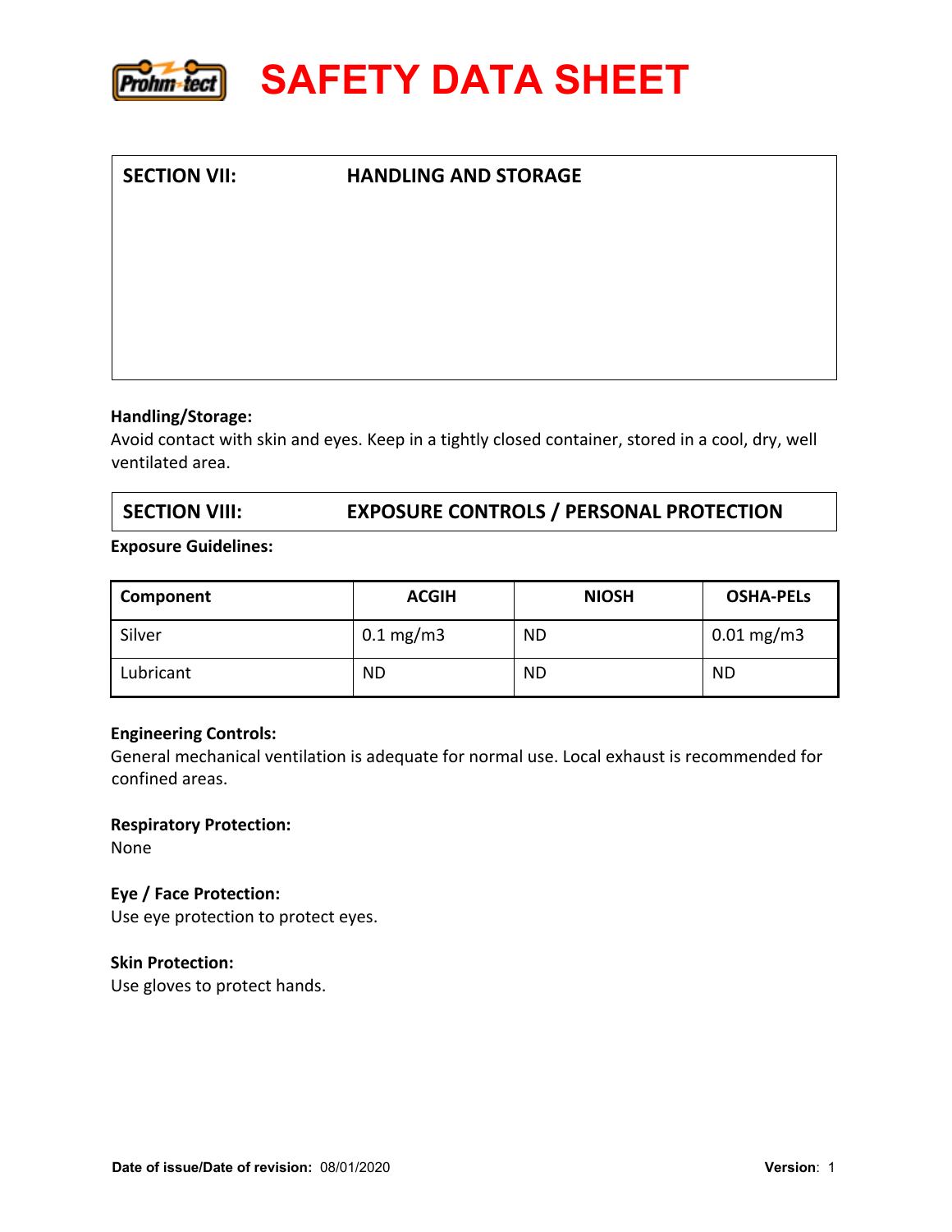# SAFETY DATA SHEET

## SECTION VII: HANDLING AND STORAGE

**Handling/Storage:**
Avoid contact with skin and eyes. Keep in a tightly closed container, stored in a cool, dry, well ventilated area.

## SECTION VIII: EXPOSURE CONTROLS / PERSONAL PROTECTION

**Exposure Guidelines:**

| Component | ACGIH | NIOSH | OSHA-PELs |
|---|---|---|---|
| Silver | 0.1 mg/m3 | ND | 0.01 mg/m3 |
| Lubricant | ND | ND | ND |

**Engineering Controls:**
General mechanical ventilation is adequate for normal use. Local exhaust is recommended for confined areas.

**Respiratory Protection:**
None

**Eye / Face Protection:**
Use eye protection to protect eyes.

**Skin Protection:**
Use gloves to protect hands.

**Date of issue/Date of revision:** 08/01/2020 **Version**: 1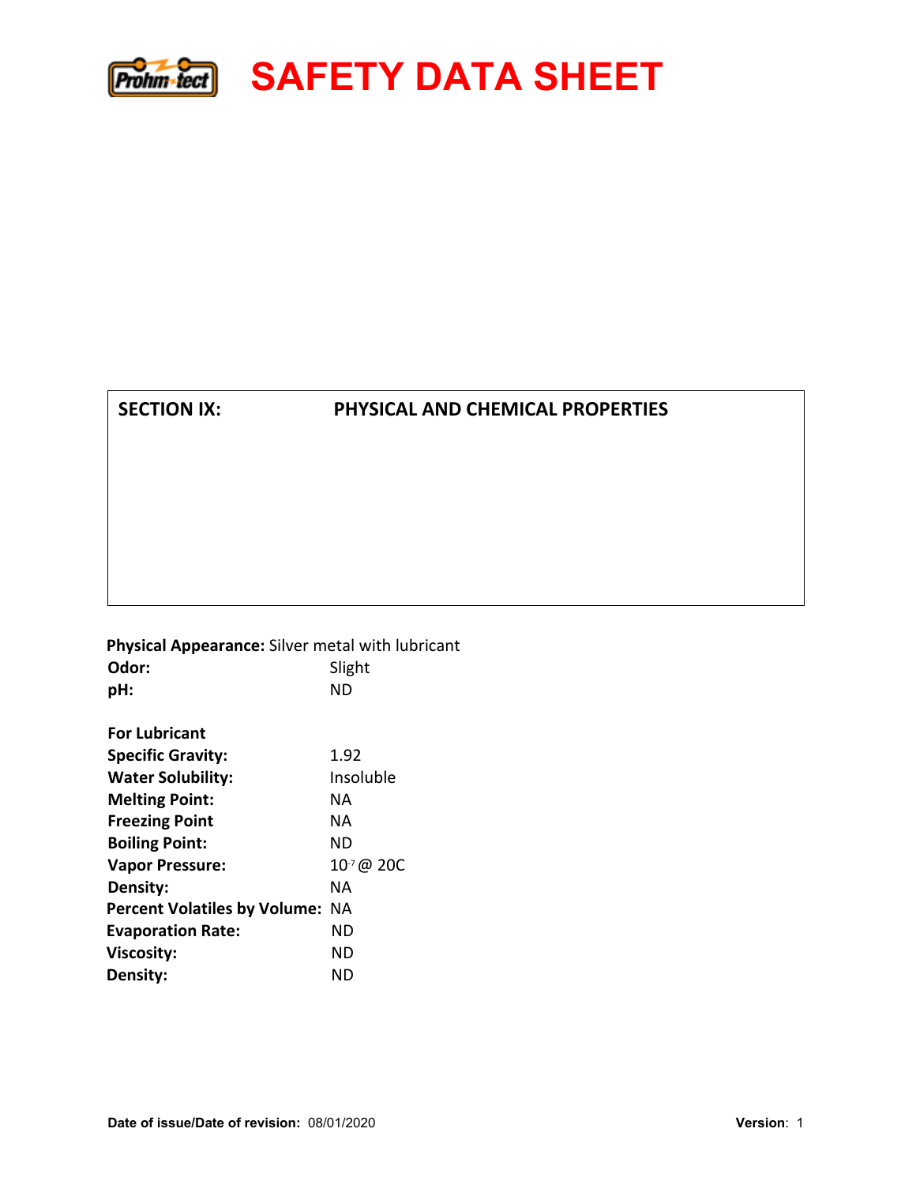# SAFETY DATA SHEET

## SECTION IX: PHYSICAL AND CHEMICAL PROPERTIES

**Physical Appearance:** Silver metal with lubricant

| | |
|---|---|
| **Odor:** | Slight |
| **pH:** | ND |

**For Lubricant**

| | |
|---|---|
| **Specific Gravity:** | 1.92 |
| **Water Solubility:** | Insoluble |
| **Melting Point:** | NA |
| **Freezing Point** | NA |
| **Boiling Point:** | ND |
| **Vapor Pressure:** | $10^{-7}$ @ 20C |
| **Density:** | NA |
| **Percent Volatiles by Volume:** | NA |
| **Evaporation Rate:** | ND |
| **Viscosity:** | ND |
| **Density:** | ND |

**Date of issue/Date of revision:** 08/01/2020 **Version**: 1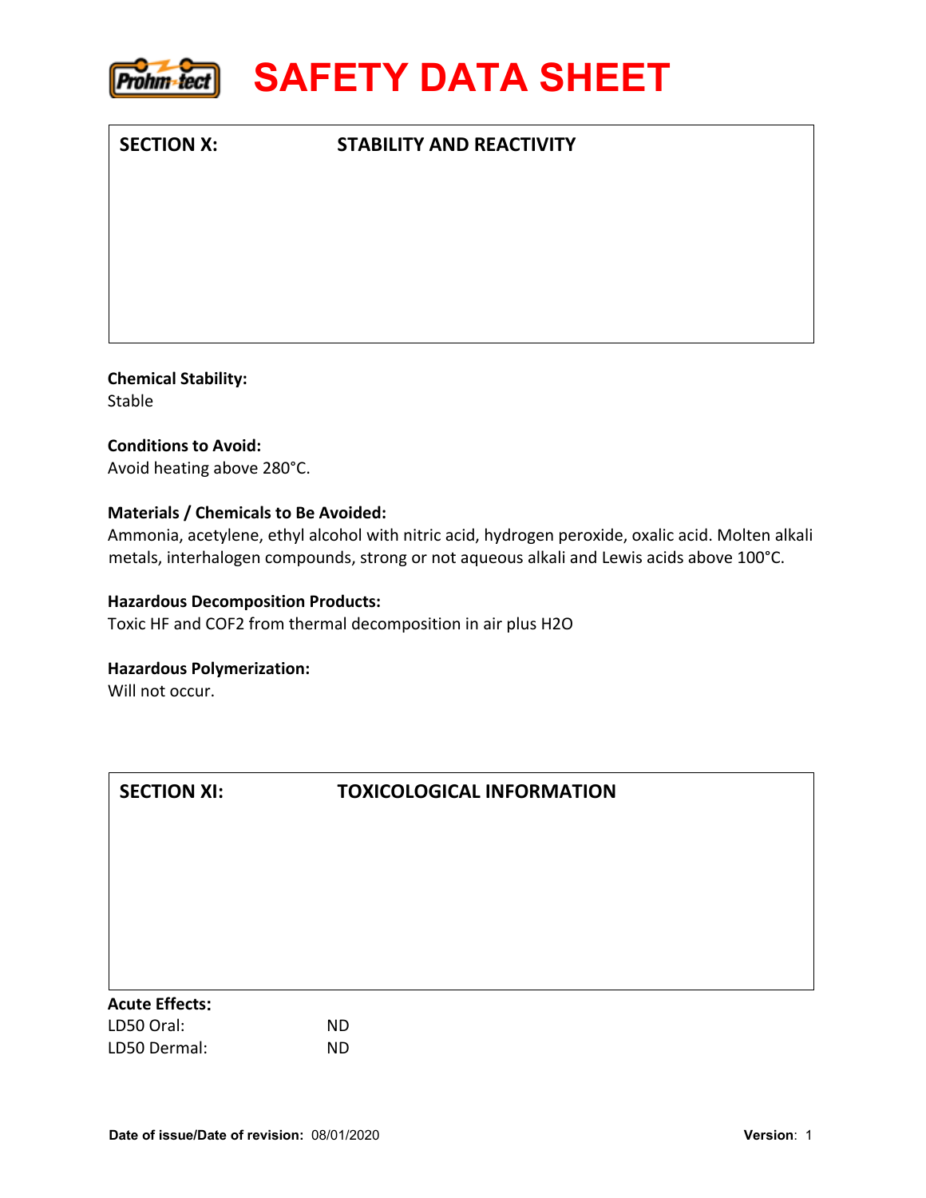## SECTION X: STABILITY AND REACTIVITY

**Chemical Stability:**
Stable

**Conditions to Avoid:**
Avoid heating above 280°C.

**Materials / Chemicals to Be Avoided:**
Ammonia, acetylene, ethyl alcohol with nitric acid, hydrogen peroxide, oxalic acid. Molten alkali metals, interhalogen compounds, strong or not aqueous alkali and Lewis acids above 100°C.

**Hazardous Decomposition Products:**
Toxic HF and $COF_2$ from thermal decomposition in air plus $H_2O$

**Hazardous Polymerization:**
Will not occur.

## SECTION XI: TOXICOLOGICAL INFORMATION

**Acute Effects:**

| | |
|---|---|
| LD50 Oral: | ND |
| LD50 Dermal: | ND |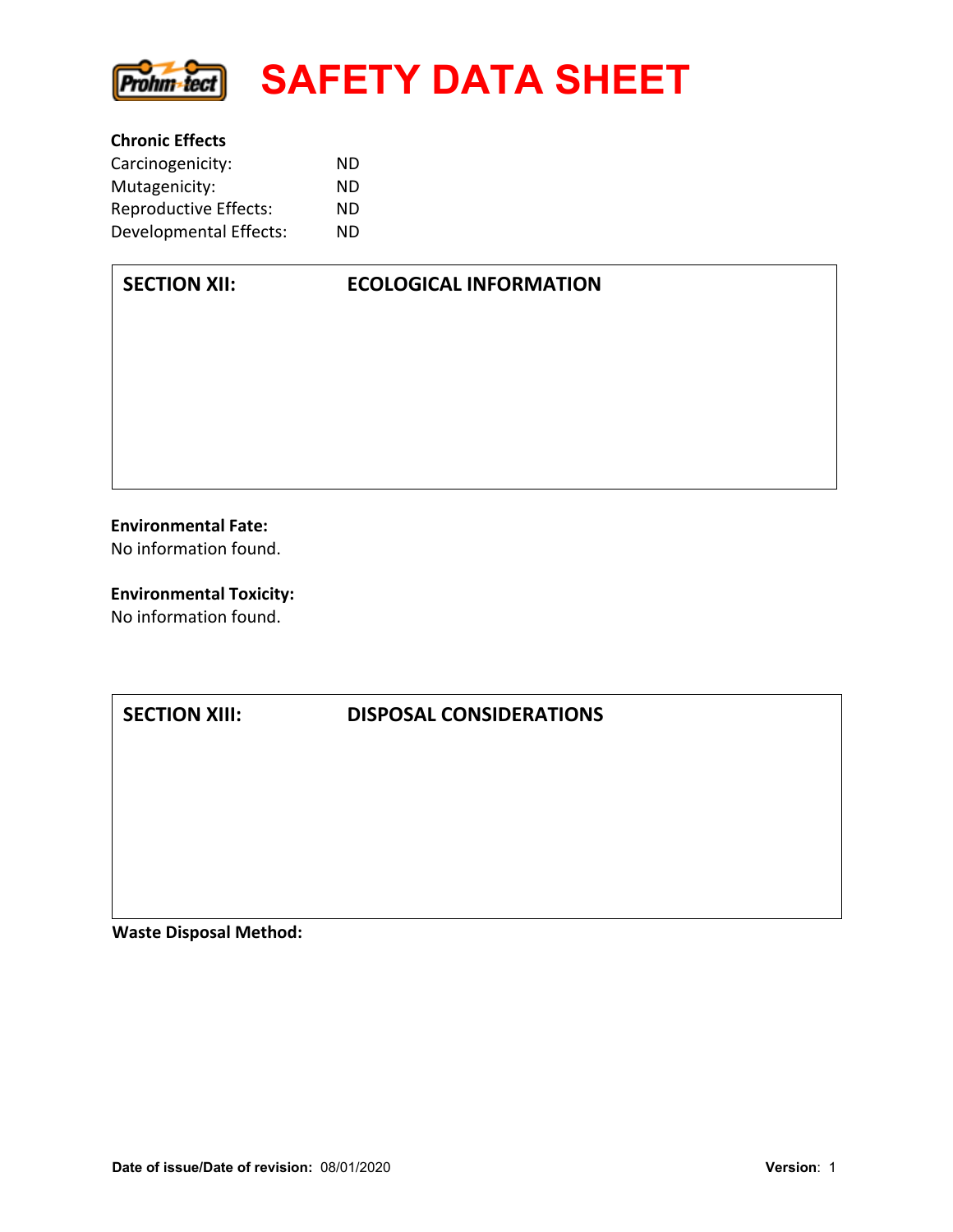**Chronic Effects**

| | |
|---|---|
| Carcinogenicity: | ND |
| Mutagenicity: | ND |
| Reproductive Effects: | ND |
| Developmental Effects: | ND |

## SECTION XII: ECOLOGICAL INFORMATION

**Environmental Fate:**
No information found.

**Environmental Toxicity:**
No information found.

## SECTION XIII: DISPOSAL CONSIDERATIONS

**Waste Disposal Method:**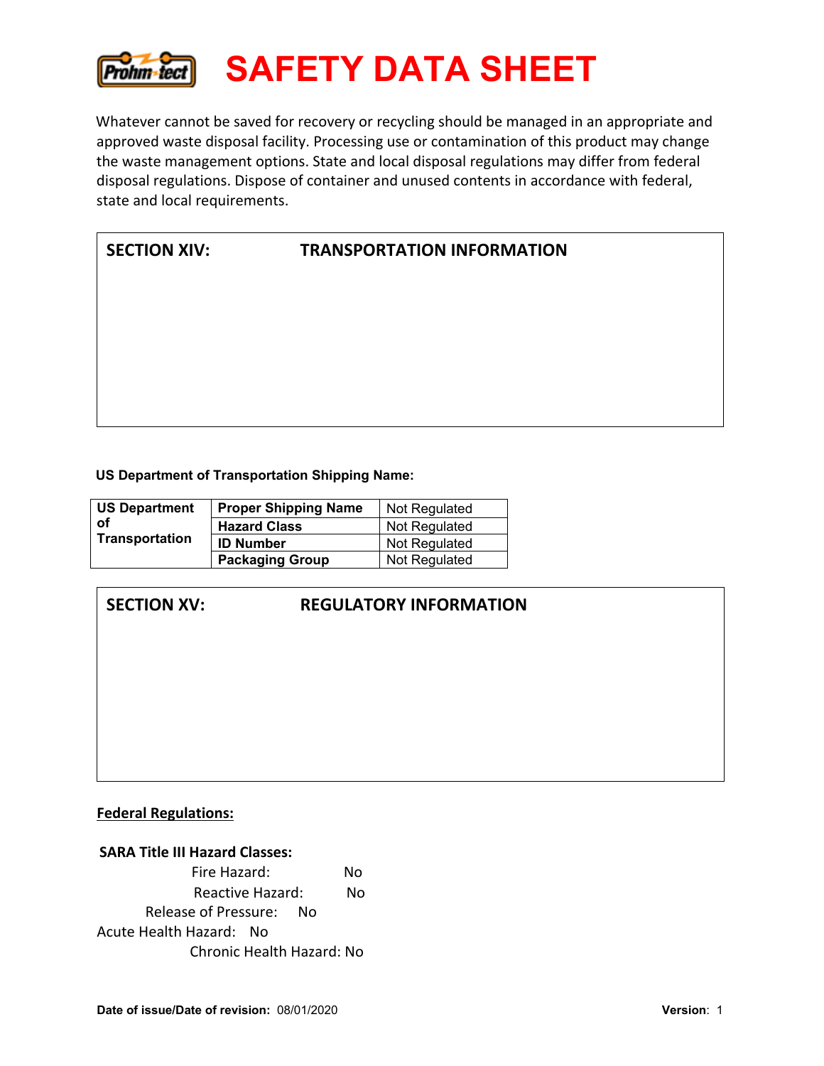Whatever cannot be saved for recovery or recycling should be managed in an appropriate and approved waste disposal facility. Processing use or contamination of this product may change the waste management options. State and local disposal regulations may differ from federal disposal regulations. Dispose of container and unused contents in accordance with federal, state and local requirements.

## SECTION XIV: TRANSPORTATION INFORMATION

**US Department of Transportation Shipping Name:**

| | | |
|---|---|---|
| **US Department of Transportation** | **Proper Shipping Name** | Not Regulated |
| | **Hazard Class** | Not Regulated |
| | **ID Number** | Not Regulated |
| | **Packaging Group** | Not Regulated |

## SECTION XV: REGULATORY INFORMATION

**Federal Regulations:**

**SARA Title III Hazard Classes:**

Fire Hazard: No

Reactive Hazard: No

Release of Pressure: No

Acute Health Hazard: No

Chronic Health Hazard: No

**Date of issue/Date of revision:** 08/01/2020 **Version**: 1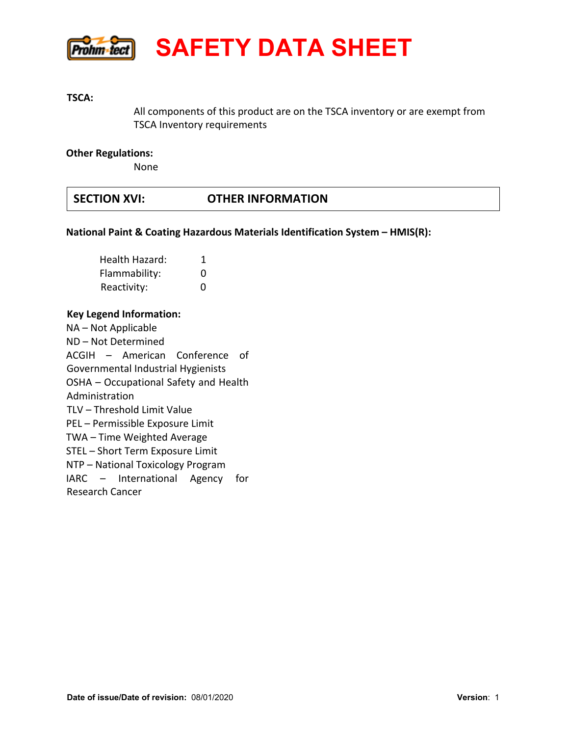**TSCA:**

All components of this product are on the TSCA inventory or are exempt from TSCA Inventory requirements

**Other Regulations:**

None

## SECTION XVI: OTHER INFORMATION

**National Paint & Coating Hazardous Materials Identification System – HMIS(R):**

| | |
|---|---|
| Health Hazard: | 1 |
| Flammability: | 0 |
| Reactivity: | 0 |

**Key Legend Information:**

NA – Not Applicable
ND – Not Determined
ACGIH – American Conference of Governmental Industrial Hygienists
OSHA – Occupational Safety and Health Administration
TLV – Threshold Limit Value
PEL – Permissible Exposure Limit
TWA – Time Weighted Average
STEL – Short Term Exposure Limit
NTP – National Toxicology Program
IARC – International Agency for Research Cancer

**Date of issue/Date of revision:** 08/01/2020

**Version**: 1